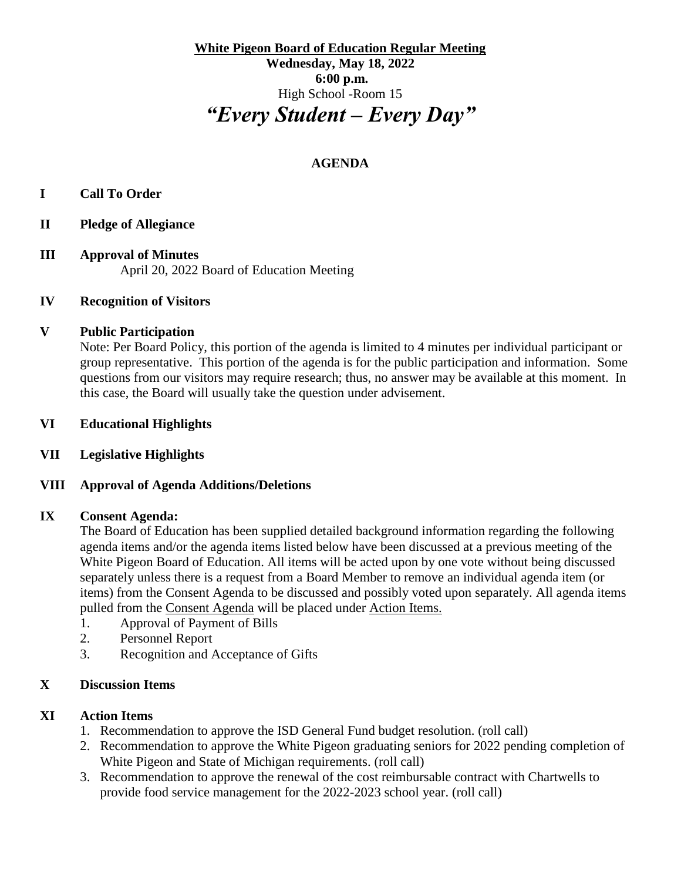**<u>White Pigeon Board of Education Regular Meeting</u>**

**Wednesday, May 18, 2022**

**6:00 p.m.**

High School -Room 15

# *"Every Student – Every Day"*

## AGENDA

**I Call To Order**

**II Pledge of Allegiance**

**III Approval of Minutes**

April 20, 2022 Board of Education Meeting

**IV Recognition of Visitors**

**V Public Participation**

Note: Per Board Policy, this portion of the agenda is limited to 4 minutes per individual participant or group representative. This portion of the agenda is for the public participation and information. Some questions from our visitors may require research; thus, no answer may be available at this moment. In this case, the Board will usually take the question under advisement.

**VI Educational Highlights**

**VII Legislative Highlights**

**VIII Approval of Agenda Additions/Deletions**

**IX Consent Agenda:**

The Board of Education has been supplied detailed background information regarding the following agenda items and/or the agenda items listed below have been discussed at a previous meeting of the White Pigeon Board of Education. All items will be acted upon by one vote without being discussed separately unless there is a request from a Board Member to remove an individual agenda item (or items) from the Consent Agenda to be discussed and possibly voted upon separately. All agenda items pulled from the <u>Consent Agenda</u> will be placed under <u>Action Items.</u>

1. Approval of Payment of Bills
2. Personnel Report
3. Recognition and Acceptance of Gifts

**X Discussion Items**

**XI Action Items**

1. Recommendation to approve the ISD General Fund budget resolution. (roll call)
2. Recommendation to approve the White Pigeon graduating seniors for 2022 pending completion of White Pigeon and State of Michigan requirements. (roll call)
3. Recommendation to approve the renewal of the cost reimbursable contract with Chartwells to provide food service management for the 2022-2023 school year. (roll call)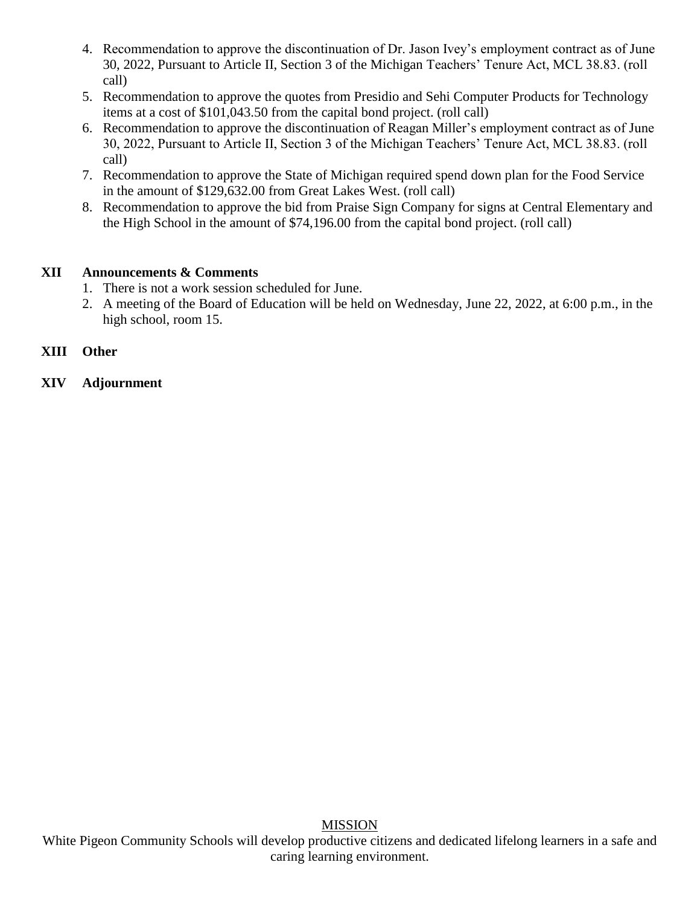4. Recommendation to approve the discontinuation of Dr. Jason Ivey's employment contract as of June 30, 2022, Pursuant to Article II, Section 3 of the Michigan Teachers' Tenure Act, MCL 38.83. (roll call)
5. Recommendation to approve the quotes from Presidio and Sehi Computer Products for Technology items at a cost of $101,043.50 from the capital bond project. (roll call)
6. Recommendation to approve the discontinuation of Reagan Miller's employment contract as of June 30, 2022, Pursuant to Article II, Section 3 of the Michigan Teachers' Tenure Act, MCL 38.83. (roll call)
7. Recommendation to approve the State of Michigan required spend down plan for the Food Service in the amount of $129,632.00 from Great Lakes West. (roll call)
8. Recommendation to approve the bid from Praise Sign Company for signs at Central Elementary and the High School in the amount of $74,196.00 from the capital bond project. (roll call)

## XII Announcements & Comments

1. There is not a work session scheduled for June.
2. A meeting of the Board of Education will be held on Wednesday, June 22, 2022, at 6:00 p.m., in the high school, room 15.

## XIII Other

## XIV Adjournment

MISSION

White Pigeon Community Schools will develop productive citizens and dedicated lifelong learners in a safe and caring learning environment.